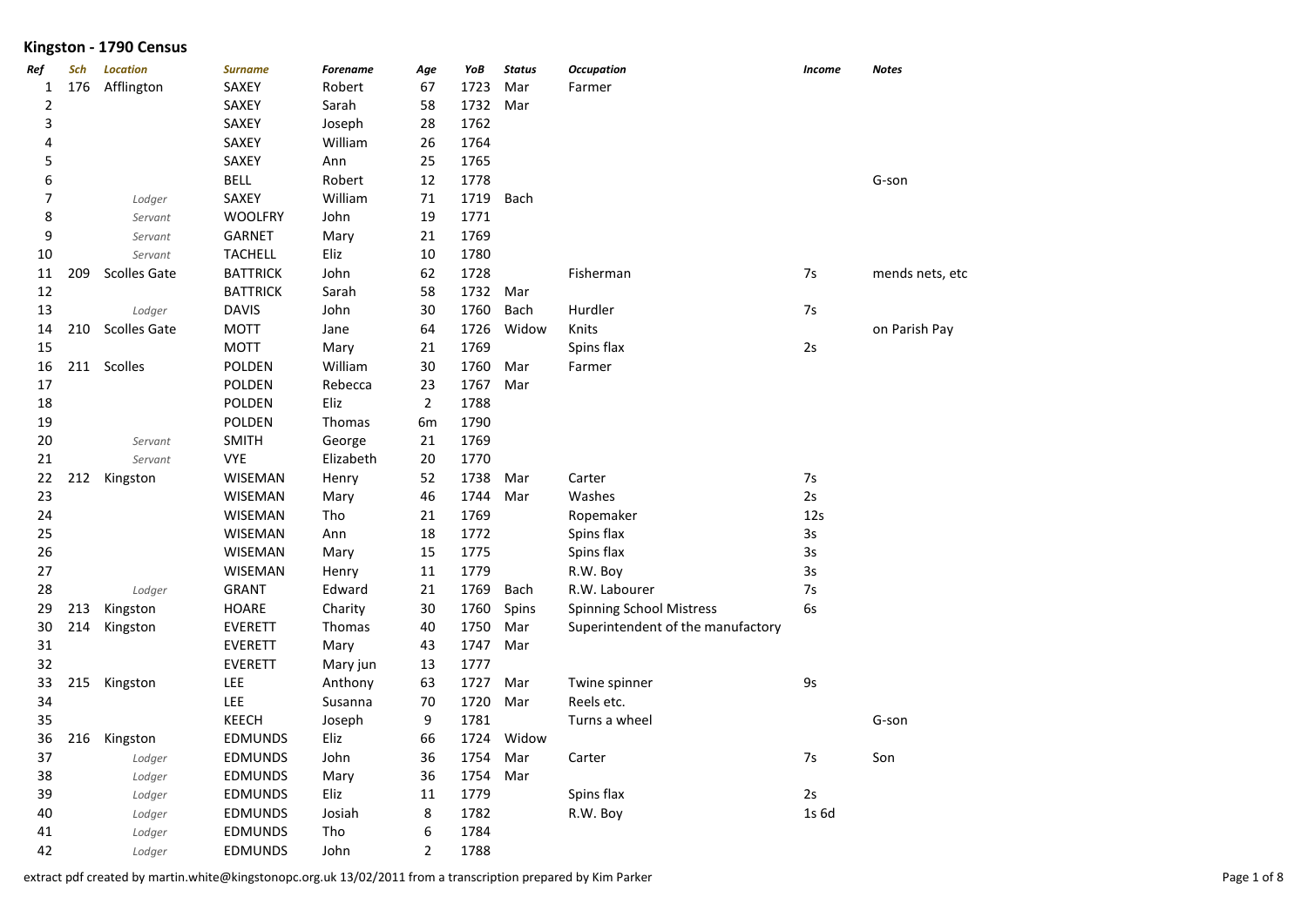# Kingston - 1790 Census

| Ref | Sch | Location | Surname | Forename | Age | YoB | Status | Occupation | Income | Notes |
|---|---|---|---|---|---|---|---|---|---|---|
| 1 | 176 | Afflington | SAXEY | Robert | 67 | 1723 | Mar | Farmer | | |
| 2 | | | SAXEY | Sarah | 58 | 1732 | Mar | | | |
| 3 | | | SAXEY | Joseph | 28 | 1762 | | | | |
| 4 | | | SAXEY | William | 26 | 1764 | | | | |
| 5 | | | SAXEY | Ann | 25 | 1765 | | | | |
| 6 | | | BELL | Robert | 12 | 1778 | | | | G-son |
| 7 | | *Lodger* | SAXEY | William | 71 | 1719 | Bach | | | |
| 8 | | *Servant* | WOOLFRY | John | 19 | 1771 | | | | |
| 9 | | *Servant* | GARNET | Mary | 21 | 1769 | | | | |
| 10 | | *Servant* | TACHELL | Eliz | 10 | 1780 | | | | |
| 11 | 209 | Scolles Gate | BATTRICK | John | 62 | 1728 | | Fisherman | 7s | mends nets, etc |
| 12 | | | BATTRICK | Sarah | 58 | 1732 | Mar | | | |
| 13 | | *Lodger* | DAVIS | John | 30 | 1760 | Bach | Hurdler | 7s | |
| 14 | 210 | Scolles Gate | MOTT | Jane | 64 | 1726 | Widow | Knits | | on Parish Pay |
| 15 | | | MOTT | Mary | 21 | 1769 | | Spins flax | 2s | |
| 16 | 211 | Scolles | POLDEN | William | 30 | 1760 | Mar | Farmer | | |
| 17 | | | POLDEN | Rebecca | 23 | 1767 | Mar | | | |
| 18 | | | POLDEN | Eliz | 2 | 1788 | | | | |
| 19 | | | POLDEN | Thomas | 6m | 1790 | | | | |
| 20 | | *Servant* | SMITH | George | 21 | 1769 | | | | |
| 21 | | *Servant* | VYE | Elizabeth | 20 | 1770 | | | | |
| 22 | 212 | Kingston | WISEMAN | Henry | 52 | 1738 | Mar | Carter | 7s | |
| 23 | | | WISEMAN | Mary | 46 | 1744 | Mar | Washes | 2s | |
| 24 | | | WISEMAN | Tho | 21 | 1769 | | Ropemaker | 12s | |
| 25 | | | WISEMAN | Ann | 18 | 1772 | | Spins flax | 3s | |
| 26 | | | WISEMAN | Mary | 15 | 1775 | | Spins flax | 3s | |
| 27 | | | WISEMAN | Henry | 11 | 1779 | | R.W. Boy | 3s | |
| 28 | | *Lodger* | GRANT | Edward | 21 | 1769 | Bach | R.W. Labourer | 7s | |
| 29 | 213 | Kingston | HOARE | Charity | 30 | 1760 | Spins | Spinning School Mistress | 6s | |
| 30 | 214 | Kingston | EVERETT | Thomas | 40 | 1750 | Mar | Superintendent of the manufactory | | |
| 31 | | | EVERETT | Mary | 43 | 1747 | Mar | | | |
| 32 | | | EVERETT | Mary jun | 13 | 1777 | | | | |
| 33 | 215 | Kingston | LEE | Anthony | 63 | 1727 | Mar | Twine spinner | 9s | |
| 34 | | | LEE | Susanna | 70 | 1720 | Mar | Reels etc. | | |
| 35 | | | KEECH | Joseph | 9 | 1781 | | Turns a wheel | | G-son |
| 36 | 216 | Kingston | EDMUNDS | Eliz | 66 | 1724 | Widow | | | |
| 37 | | *Lodger* | EDMUNDS | John | 36 | 1754 | Mar | Carter | 7s | Son |
| 38 | | *Lodger* | EDMUNDS | Mary | 36 | 1754 | Mar | | | |
| 39 | | *Lodger* | EDMUNDS | Eliz | 11 | 1779 | | Spins flax | 2s | |
| 40 | | *Lodger* | EDMUNDS | Josiah | 8 | 1782 | | R.W. Boy | 1s 6d | |
| 41 | | *Lodger* | EDMUNDS | Tho | 6 | 1784 | | | | |
| 42 | | *Lodger* | EDMUNDS | John | 2 | 1788 | | | | |

extract pdf created by martin.white@kingstonopc.org.uk 13/02/2011 from a transcription prepared by Kim Parker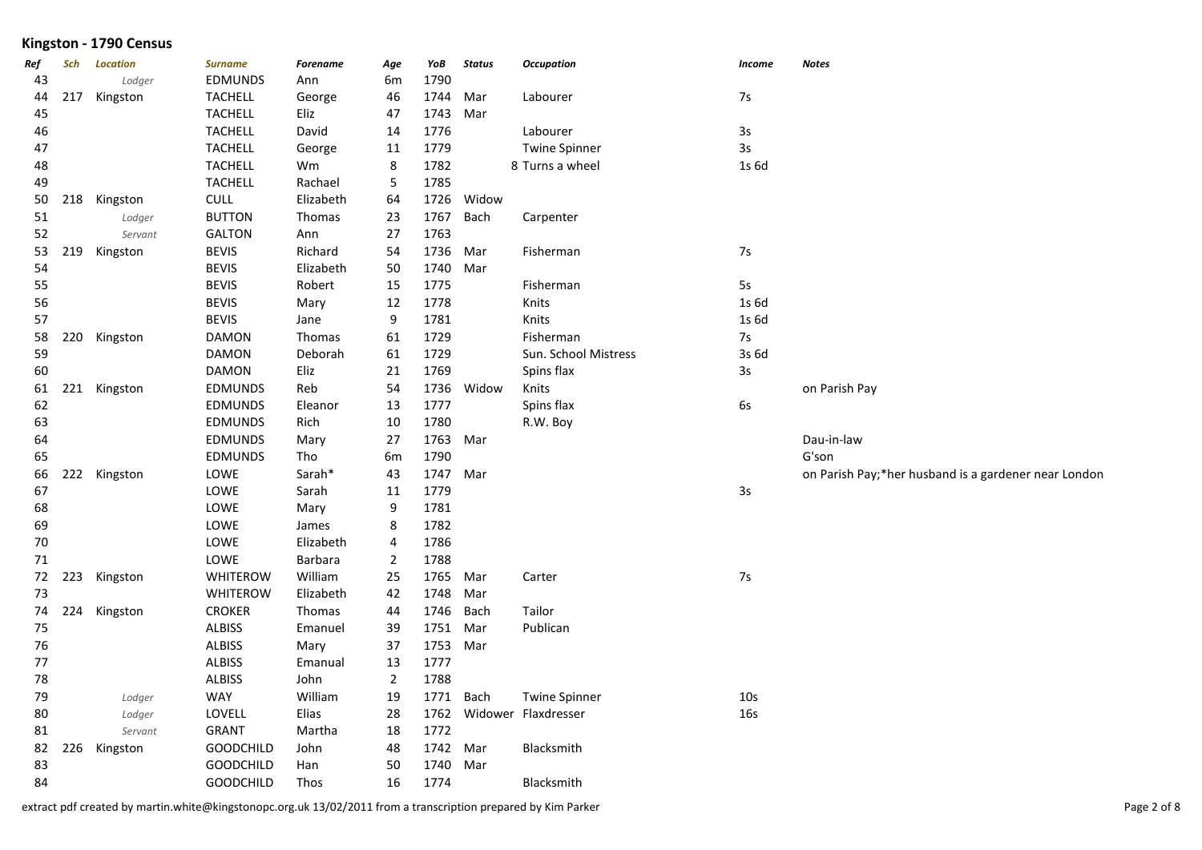## Kingston - 1790 Census

| Ref | Sch | Location | Surname | Forename | Age | YoB | Status | Occupation | Income | Notes |
|---|---|---|---|---|---|---|---|---|---|---|
| 43 | | *Lodger* | EDMUNDS | Ann | 6m | 1790 | | | | |
| 44 | 217 | Kingston | TACHELL | George | 46 | 1744 | Mar | Labourer | 7s | |
| 45 | | | TACHELL | Eliz | 47 | 1743 | Mar | | | |
| 46 | | | TACHELL | David | 14 | 1776 | | Labourer | 3s | |
| 47 | | | TACHELL | George | 11 | 1779 | | Twine Spinner | 3s | |
| 48 | | | TACHELL | Wm | 8 | 1782 | | 8 Turns a wheel | 1s 6d | |
| 49 | | | TACHELL | Rachael | 5 | 1785 | | | | |
| 50 | 218 | Kingston | CULL | Elizabeth | 64 | 1726 | Widow | | | |
| 51 | | *Lodger* | BUTTON | Thomas | 23 | 1767 | Bach | Carpenter | | |
| 52 | | *Servant* | GALTON | Ann | 27 | 1763 | | | | |
| 53 | 219 | Kingston | BEVIS | Richard | 54 | 1736 | Mar | Fisherman | 7s | |
| 54 | | | BEVIS | Elizabeth | 50 | 1740 | Mar | | | |
| 55 | | | BEVIS | Robert | 15 | 1775 | | Fisherman | 5s | |
| 56 | | | BEVIS | Mary | 12 | 1778 | | Knits | 1s 6d | |
| 57 | | | BEVIS | Jane | 9 | 1781 | | Knits | 1s 6d | |
| 58 | 220 | Kingston | DAMON | Thomas | 61 | 1729 | | Fisherman | 7s | |
| 59 | | | DAMON | Deborah | 61 | 1729 | | Sun. School Mistress | 3s 6d | |
| 60 | | | DAMON | Eliz | 21 | 1769 | | Spins flax | 3s | |
| 61 | 221 | Kingston | EDMUNDS | Reb | 54 | 1736 | Widow | Knits | | on Parish Pay |
| 62 | | | EDMUNDS | Eleanor | 13 | 1777 | | Spins flax | 6s | |
| 63 | | | EDMUNDS | Rich | 10 | 1780 | | R.W. Boy | | |
| 64 | | | EDMUNDS | Mary | 27 | 1763 | Mar | | | Dau-in-law |
| 65 | | | EDMUNDS | Tho | 6m | 1790 | | | | G'son |
| 66 | 222 | Kingston | LOWE | Sarah* | 43 | 1747 | Mar | | | on Parish Pay;*her husband is a gardener near London |
| 67 | | | LOWE | Sarah | 11 | 1779 | | | 3s | |
| 68 | | | LOWE | Mary | 9 | 1781 | | | | |
| 69 | | | LOWE | James | 8 | 1782 | | | | |
| 70 | | | LOWE | Elizabeth | 4 | 1786 | | | | |
| 71 | | | LOWE | Barbara | 2 | 1788 | | | | |
| 72 | 223 | Kingston | WHITEROW | William | 25 | 1765 | Mar | Carter | 7s | |
| 73 | | | WHITEROW | Elizabeth | 42 | 1748 | Mar | | | |
| 74 | 224 | Kingston | CROKER | Thomas | 44 | 1746 | Bach | Tailor | | |
| 75 | | | ALBISS | Emanuel | 39 | 1751 | Mar | Publican | | |
| 76 | | | ALBISS | Mary | 37 | 1753 | Mar | | | |
| 77 | | | ALBISS | Emanual | 13 | 1777 | | | | |
| 78 | | | ALBISS | John | 2 | 1788 | | | | |
| 79 | | *Lodger* | WAY | William | 19 | 1771 | Bach | Twine Spinner | 10s | |
| 80 | | *Lodger* | LOVELL | Elias | 28 | 1762 | Widower | Flaxdresser | 16s | |
| 81 | | *Servant* | GRANT | Martha | 18 | 1772 | | | | |
| 82 | 226 | Kingston | GOODCHILD | John | 48 | 1742 | Mar | Blacksmith | | |
| 83 | | | GOODCHILD | Han | 50 | 1740 | Mar | | | |
| 84 | | | GOODCHILD | Thos | 16 | 1774 | | Blacksmith | | |

extract pdf created by martin.white@kingstonopc.org.uk 13/02/2011 from a transcription prepared by Kim Parker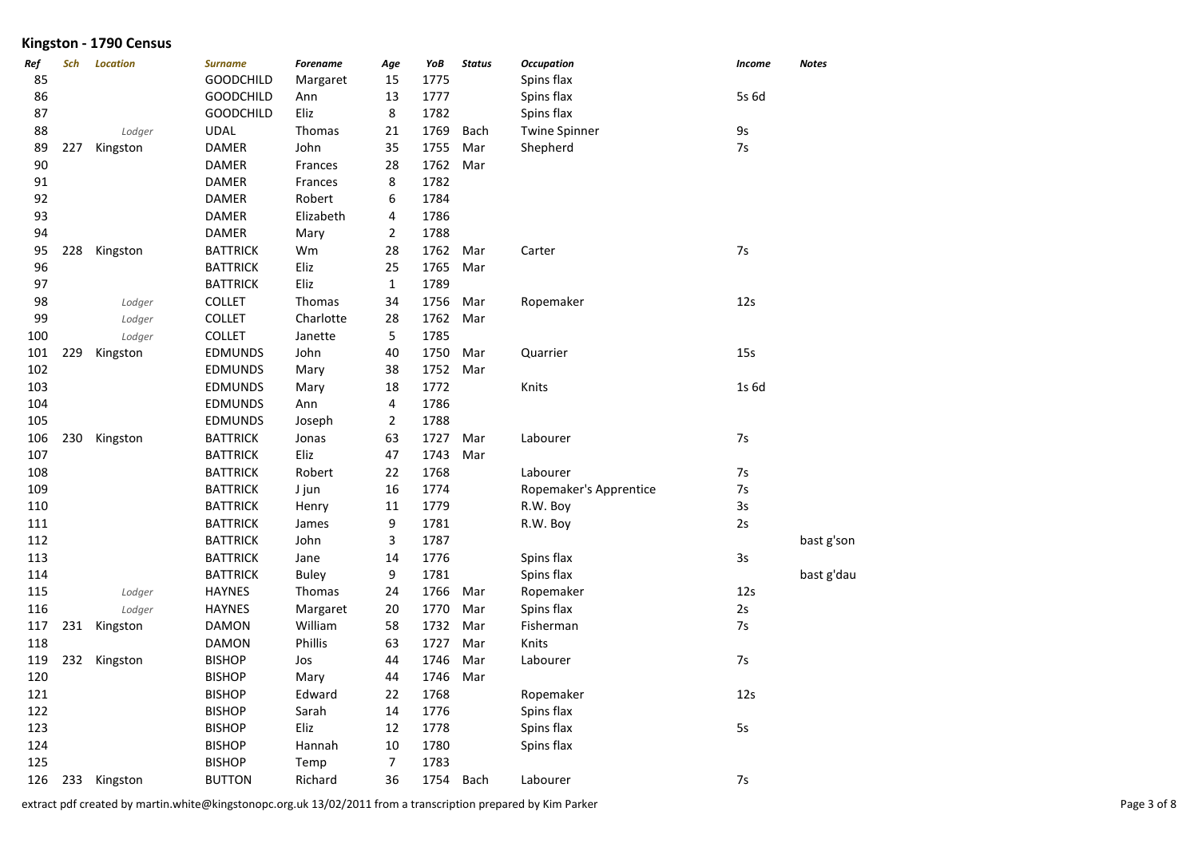## Kingston - 1790 Census

| Ref | Sch | Location | Surname | Forename | Age | YoB | Status | Occupation | Income | Notes |
|---|---|---|---|---|---|---|---|---|---|---|
| 85 | | | GOODCHILD | Margaret | 15 | 1775 | | Spins flax | | |
| 86 | | | GOODCHILD | Ann | 13 | 1777 | | Spins flax | 5s 6d | |
| 87 | | | GOODCHILD | Eliz | 8 | 1782 | | Spins flax | | |
| 88 | | *Lodger* | UDAL | Thomas | 21 | 1769 | Bach | Twine Spinner | 9s | |
| 89 | 227 | Kingston | DAMER | John | 35 | 1755 | Mar | Shepherd | 7s | |
| 90 | | | DAMER | Frances | 28 | 1762 | Mar | | | |
| 91 | | | DAMER | Frances | 8 | 1782 | | | | |
| 92 | | | DAMER | Robert | 6 | 1784 | | | | |
| 93 | | | DAMER | Elizabeth | 4 | 1786 | | | | |
| 94 | | | DAMER | Mary | 2 | 1788 | | | | |
| 95 | 228 | Kingston | BATTRICK | Wm | 28 | 1762 | Mar | Carter | 7s | |
| 96 | | | BATTRICK | Eliz | 25 | 1765 | Mar | | | |
| 97 | | | BATTRICK | Eliz | 1 | 1789 | | | | |
| 98 | | *Lodger* | COLLET | Thomas | 34 | 1756 | Mar | Ropemaker | 12s | |
| 99 | | *Lodger* | COLLET | Charlotte | 28 | 1762 | Mar | | | |
| 100 | | *Lodger* | COLLET | Janette | 5 | 1785 | | | | |
| 101 | 229 | Kingston | EDMUNDS | John | 40 | 1750 | Mar | Quarrier | 15s | |
| 102 | | | EDMUNDS | Mary | 38 | 1752 | Mar | | | |
| 103 | | | EDMUNDS | Mary | 18 | 1772 | | Knits | 1s 6d | |
| 104 | | | EDMUNDS | Ann | 4 | 1786 | | | | |
| 105 | | | EDMUNDS | Joseph | 2 | 1788 | | | | |
| 106 | 230 | Kingston | BATTRICK | Jonas | 63 | 1727 | Mar | Labourer | 7s | |
| 107 | | | BATTRICK | Eliz | 47 | 1743 | Mar | | | |
| 108 | | | BATTRICK | Robert | 22 | 1768 | | Labourer | 7s | |
| 109 | | | BATTRICK | J jun | 16 | 1774 | | Ropemaker's Apprentice | 7s | |
| 110 | | | BATTRICK | Henry | 11 | 1779 | | R.W. Boy | 3s | |
| 111 | | | BATTRICK | James | 9 | 1781 | | R.W. Boy | 2s | |
| 112 | | | BATTRICK | John | 3 | 1787 | | | | bast g'son |
| 113 | | | BATTRICK | Jane | 14 | 1776 | | Spins flax | 3s | |
| 114 | | | BATTRICK | Buley | 9 | 1781 | | Spins flax | | bast g'dau |
| 115 | | *Lodger* | HAYNES | Thomas | 24 | 1766 | Mar | Ropemaker | 12s | |
| 116 | | *Lodger* | HAYNES | Margaret | 20 | 1770 | Mar | Spins flax | 2s | |
| 117 | 231 | Kingston | DAMON | William | 58 | 1732 | Mar | Fisherman | 7s | |
| 118 | | | DAMON | Phillis | 63 | 1727 | Mar | Knits | | |
| 119 | 232 | Kingston | BISHOP | Jos | 44 | 1746 | Mar | Labourer | 7s | |
| 120 | | | BISHOP | Mary | 44 | 1746 | Mar | | | |
| 121 | | | BISHOP | Edward | 22 | 1768 | | Ropemaker | 12s | |
| 122 | | | BISHOP | Sarah | 14 | 1776 | | Spins flax | | |
| 123 | | | BISHOP | Eliz | 12 | 1778 | | Spins flax | 5s | |
| 124 | | | BISHOP | Hannah | 10 | 1780 | | Spins flax | | |
| 125 | | | BISHOP | Temp | 7 | 1783 | | | | |
| 126 | 233 | Kingston | BUTTON | Richard | 36 | 1754 | Bach | Labourer | 7s | |

extract pdf created by martin.white@kingstonopc.org.uk 13/02/2011 from a transcription prepared by Kim Parker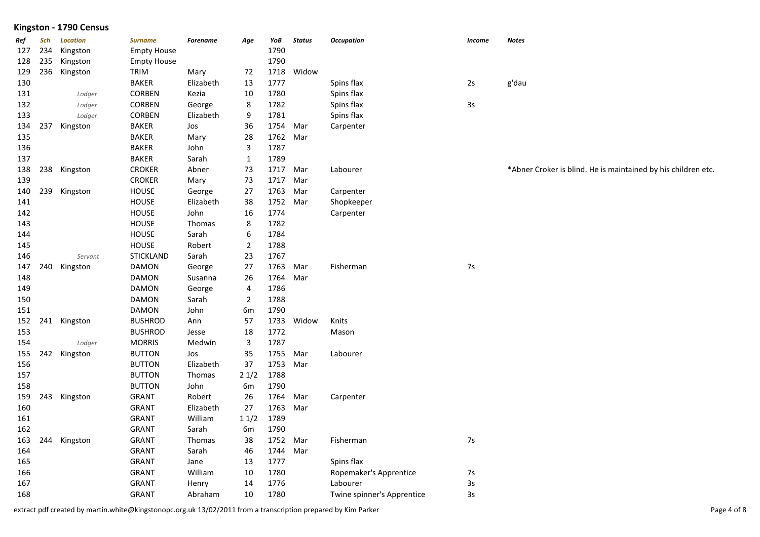## Kingston - 1790 Census

| *Ref* | *Sch* | *Location* | *Surname* | *Forename* | *Age* | *YoB* | *Status* | *Occupation* | *Income* | *Notes* |
|---|---|---|---|---|---|---|---|---|---|---|
| 127 | 234 | Kingston | Empty House | | | 1790 | | | | |
| 128 | 235 | Kingston | Empty House | | | 1790 | | | | |
| 129 | 236 | Kingston | TRIM | Mary | 72 | 1718 | Widow | | | |
| 130 | | | BAKER | Elizabeth | 13 | 1777 | | Spins flax | 2s | g'dau |
| 131 | | *Lodger* | CORBEN | Kezia | 10 | 1780 | | Spins flax | | |
| 132 | | *Lodger* | CORBEN | George | 8 | 1782 | | Spins flax | 3s | |
| 133 | | *Lodger* | CORBEN | Elizabeth | 9 | 1781 | | Spins flax | | |
| 134 | 237 | Kingston | BAKER | Jos | 36 | 1754 | Mar | Carpenter | | |
| 135 | | | BAKER | Mary | 28 | 1762 | Mar | | | |
| 136 | | | BAKER | John | 3 | 1787 | | | | |
| 137 | | | BAKER | Sarah | 1 | 1789 | | | | |
| 138 | 238 | Kingston | CROKER | Abner | 73 | 1717 | Mar | Labourer | | *Abner Croker is blind. He is maintained by his children etc. |
| 139 | | | CROKER | Mary | 73 | 1717 | Mar | | | |
| 140 | 239 | Kingston | HOUSE | George | 27 | 1763 | Mar | Carpenter | | |
| 141 | | | HOUSE | Elizabeth | 38 | 1752 | Mar | Shopkeeper | | |
| 142 | | | HOUSE | John | 16 | 1774 | | Carpenter | | |
| 143 | | | HOUSE | Thomas | 8 | 1782 | | | | |
| 144 | | | HOUSE | Sarah | 6 | 1784 | | | | |
| 145 | | | HOUSE | Robert | 2 | 1788 | | | | |
| 146 | | *Servant* | STICKLAND | Sarah | 23 | 1767 | | | | |
| 147 | 240 | Kingston | DAMON | George | 27 | 1763 | Mar | Fisherman | 7s | |
| 148 | | | DAMON | Susanna | 26 | 1764 | Mar | | | |
| 149 | | | DAMON | George | 4 | 1786 | | | | |
| 150 | | | DAMON | Sarah | 2 | 1788 | | | | |
| 151 | | | DAMON | John | 6m | 1790 | | | | |
| 152 | 241 | Kingston | BUSHROD | Ann | 57 | 1733 | Widow | Knits | | |
| 153 | | | BUSHROD | Jesse | 18 | 1772 | | Mason | | |
| 154 | | *Lodger* | MORRIS | Medwin | 3 | 1787 | | | | |
| 155 | 242 | Kingston | BUTTON | Jos | 35 | 1755 | Mar | Labourer | | |
| 156 | | | BUTTON | Elizabeth | 37 | 1753 | Mar | | | |
| 157 | | | BUTTON | Thomas | 2 1/2 | 1788 | | | | |
| 158 | | | BUTTON | John | 6m | 1790 | | | | |
| 159 | 243 | Kingston | GRANT | Robert | 26 | 1764 | Mar | Carpenter | | |
| 160 | | | GRANT | Elizabeth | 27 | 1763 | Mar | | | |
| 161 | | | GRANT | William | 1 1/2 | 1789 | | | | |
| 162 | | | GRANT | Sarah | 6m | 1790 | | | | |
| 163 | 244 | Kingston | GRANT | Thomas | 38 | 1752 | Mar | Fisherman | 7s | |
| 164 | | | GRANT | Sarah | 46 | 1744 | Mar | | | |
| 165 | | | GRANT | Jane | 13 | 1777 | | Spins flax | | |
| 166 | | | GRANT | William | 10 | 1780 | | Ropemaker's Apprentice | 7s | |
| 167 | | | GRANT | Henry | 14 | 1776 | | Labourer | 3s | |
| 168 | | | GRANT | Abraham | 10 | 1780 | | Twine spinner's Apprentice | 3s | |

extract pdf created by martin.white@kingstonopc.org.uk 13/02/2011 from a transcription prepared by Kim Parker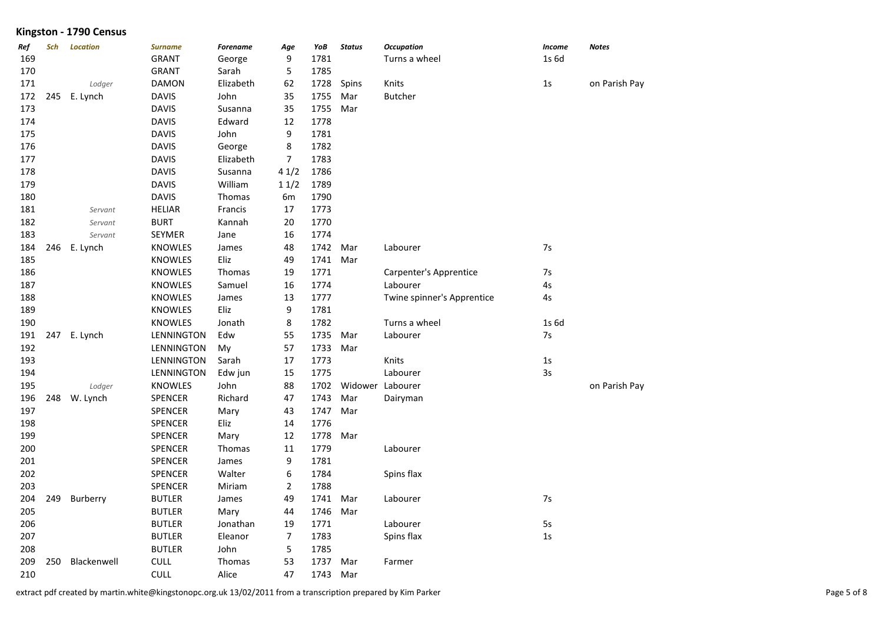## Kingston - 1790 Census

| Ref | Sch | Location | Surname | Forename | Age | YoB | Status | Occupation | Income | Notes |
|---|---|---|---|---|---|---|---|---|---|---|
| 169 | | | GRANT | George | 9 | 1781 | | Turns a wheel | 1s 6d | |
| 170 | | | GRANT | Sarah | 5 | 1785 | | | | |
| 171 | | *Lodger* | DAMON | Elizabeth | 62 | 1728 | Spins | Knits | 1s | on Parish Pay |
| 172 | 245 | E. Lynch | DAVIS | John | 35 | 1755 | Mar | Butcher | | |
| 173 | | | DAVIS | Susanna | 35 | 1755 | Mar | | | |
| 174 | | | DAVIS | Edward | 12 | 1778 | | | | |
| 175 | | | DAVIS | John | 9 | 1781 | | | | |
| 176 | | | DAVIS | George | 8 | 1782 | | | | |
| 177 | | | DAVIS | Elizabeth | 7 | 1783 | | | | |
| 178 | | | DAVIS | Susanna | 4 1/2 | 1786 | | | | |
| 179 | | | DAVIS | William | 1 1/2 | 1789 | | | | |
| 180 | | | DAVIS | Thomas | 6m | 1790 | | | | |
| 181 | | *Servant* | HELIAR | Francis | 17 | 1773 | | | | |
| 182 | | *Servant* | BURT | Kannah | 20 | 1770 | | | | |
| 183 | | *Servant* | SEYMER | Jane | 16 | 1774 | | | | |
| 184 | 246 | E. Lynch | KNOWLES | James | 48 | 1742 | Mar | Labourer | 7s | |
| 185 | | | KNOWLES | Eliz | 49 | 1741 | Mar | | | |
| 186 | | | KNOWLES | Thomas | 19 | 1771 | | Carpenter's Apprentice | 7s | |
| 187 | | | KNOWLES | Samuel | 16 | 1774 | | Labourer | 4s | |
| 188 | | | KNOWLES | James | 13 | 1777 | | Twine spinner's Apprentice | 4s | |
| 189 | | | KNOWLES | Eliz | 9 | 1781 | | | | |
| 190 | | | KNOWLES | Jonath | 8 | 1782 | | Turns a wheel | 1s 6d | |
| 191 | 247 | E. Lynch | LENNINGTON | Edw | 55 | 1735 | Mar | Labourer | 7s | |
| 192 | | | LENNINGTON | My | 57 | 1733 | Mar | | | |
| 193 | | | LENNINGTON | Sarah | 17 | 1773 | | Knits | 1s | |
| 194 | | | LENNINGTON | Edw jun | 15 | 1775 | | Labourer | 3s | |
| 195 | | *Lodger* | KNOWLES | John | 88 | 1702 | Widower | Labourer | | on Parish Pay |
| 196 | 248 | W. Lynch | SPENCER | Richard | 47 | 1743 | Mar | Dairyman | | |
| 197 | | | SPENCER | Mary | 43 | 1747 | Mar | | | |
| 198 | | | SPENCER | Eliz | 14 | 1776 | | | | |
| 199 | | | SPENCER | Mary | 12 | 1778 | Mar | | | |
| 200 | | | SPENCER | Thomas | 11 | 1779 | | Labourer | | |
| 201 | | | SPENCER | James | 9 | 1781 | | | | |
| 202 | | | SPENCER | Walter | 6 | 1784 | | Spins flax | | |
| 203 | | | SPENCER | Miriam | 2 | 1788 | | | | |
| 204 | 249 | Burberry | BUTLER | James | 49 | 1741 | Mar | Labourer | 7s | |
| 205 | | | BUTLER | Mary | 44 | 1746 | Mar | | | |
| 206 | | | BUTLER | Jonathan | 19 | 1771 | | Labourer | 5s | |
| 207 | | | BUTLER | Eleanor | 7 | 1783 | | Spins flax | 1s | |
| 208 | | | BUTLER | John | 5 | 1785 | | | | |
| 209 | 250 | Blackenwell | CULL | Thomas | 53 | 1737 | Mar | Farmer | | |
| 210 | | | CULL | Alice | 47 | 1743 | Mar | | | |

extract pdf created by martin.white@kingstonopc.org.uk 13/02/2011 from a transcription prepared by Kim Parker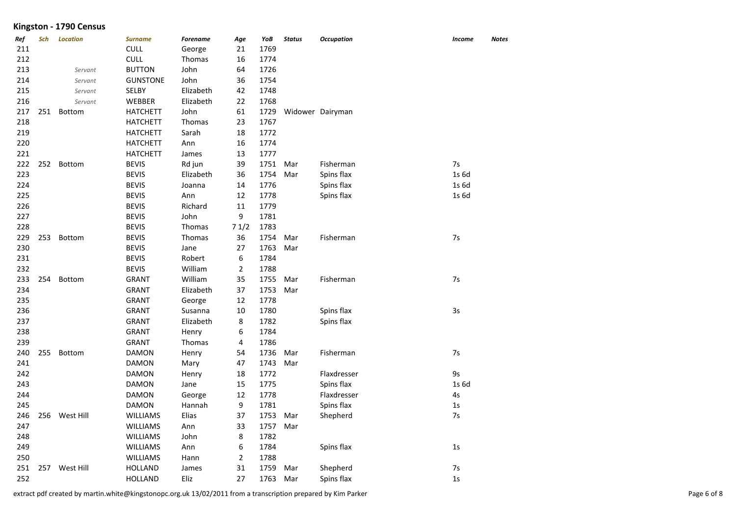## Kingston - 1790 Census

| *Ref* | *Sch* | *Location* | *Surname* | *Forename* | *Age* | *YoB* | *Status* | *Occupation* | *Income* | *Notes* |
|---|---|---|---|---|---|---|---|---|---|---|
| 211 | | | CULL | George | 21 | 1769 | | | | |
| 212 | | | CULL | Thomas | 16 | 1774 | | | | |
| 213 | | *Servant* | BUTTON | John | 64 | 1726 | | | | |
| 214 | | *Servant* | GUNSTONE | John | 36 | 1754 | | | | |
| 215 | | *Servant* | SELBY | Elizabeth | 42 | 1748 | | | | |
| 216 | | *Servant* | WEBBER | Elizabeth | 22 | 1768 | | | | |
| 217 | 251 | Bottom | HATCHETT | John | 61 | 1729 | Widower | Dairyman | | |
| 218 | | | HATCHETT | Thomas | 23 | 1767 | | | | |
| 219 | | | HATCHETT | Sarah | 18 | 1772 | | | | |
| 220 | | | HATCHETT | Ann | 16 | 1774 | | | | |
| 221 | | | HATCHETT | James | 13 | 1777 | | | | |
| 222 | 252 | Bottom | BEVIS | Rd jun | 39 | 1751 | Mar | Fisherman | 7s | |
| 223 | | | BEVIS | Elizabeth | 36 | 1754 | Mar | Spins flax | 1s 6d | |
| 224 | | | BEVIS | Joanna | 14 | 1776 | | Spins flax | 1s 6d | |
| 225 | | | BEVIS | Ann | 12 | 1778 | | Spins flax | 1s 6d | |
| 226 | | | BEVIS | Richard | 11 | 1779 | | | | |
| 227 | | | BEVIS | John | 9 | 1781 | | | | |
| 228 | | | BEVIS | Thomas | 7 1/2 | 1783 | | | | |
| 229 | 253 | Bottom | BEVIS | Thomas | 36 | 1754 | Mar | Fisherman | 7s | |
| 230 | | | BEVIS | Jane | 27 | 1763 | Mar | | | |
| 231 | | | BEVIS | Robert | 6 | 1784 | | | | |
| 232 | | | BEVIS | William | 2 | 1788 | | | | |
| 233 | 254 | Bottom | GRANT | William | 35 | 1755 | Mar | Fisherman | 7s | |
| 234 | | | GRANT | Elizabeth | 37 | 1753 | Mar | | | |
| 235 | | | GRANT | George | 12 | 1778 | | | | |
| 236 | | | GRANT | Susanna | 10 | 1780 | | Spins flax | 3s | |
| 237 | | | GRANT | Elizabeth | 8 | 1782 | | Spins flax | | |
| 238 | | | GRANT | Henry | 6 | 1784 | | | | |
| 239 | | | GRANT | Thomas | 4 | 1786 | | | | |
| 240 | 255 | Bottom | DAMON | Henry | 54 | 1736 | Mar | Fisherman | 7s | |
| 241 | | | DAMON | Mary | 47 | 1743 | Mar | | | |
| 242 | | | DAMON | Henry | 18 | 1772 | | Flaxdresser | 9s | |
| 243 | | | DAMON | Jane | 15 | 1775 | | Spins flax | 1s 6d | |
| 244 | | | DAMON | George | 12 | 1778 | | Flaxdresser | 4s | |
| 245 | | | DAMON | Hannah | 9 | 1781 | | Spins flax | 1s | |
| 246 | 256 | West Hill | WILLIAMS | Elias | 37 | 1753 | Mar | Shepherd | 7s | |
| 247 | | | WILLIAMS | Ann | 33 | 1757 | Mar | | | |
| 248 | | | WILLIAMS | John | 8 | 1782 | | | | |
| 249 | | | WILLIAMS | Ann | 6 | 1784 | | Spins flax | 1s | |
| 250 | | | WILLIAMS | Hann | 2 | 1788 | | | | |
| 251 | 257 | West Hill | HOLLAND | James | 31 | 1759 | Mar | Shepherd | 7s | |
| 252 | | | HOLLAND | Eliz | 27 | 1763 | Mar | Spins flax | 1s | |

extract pdf created by martin.white@kingstonopc.org.uk 13/02/2011 from a transcription prepared by Kim Parker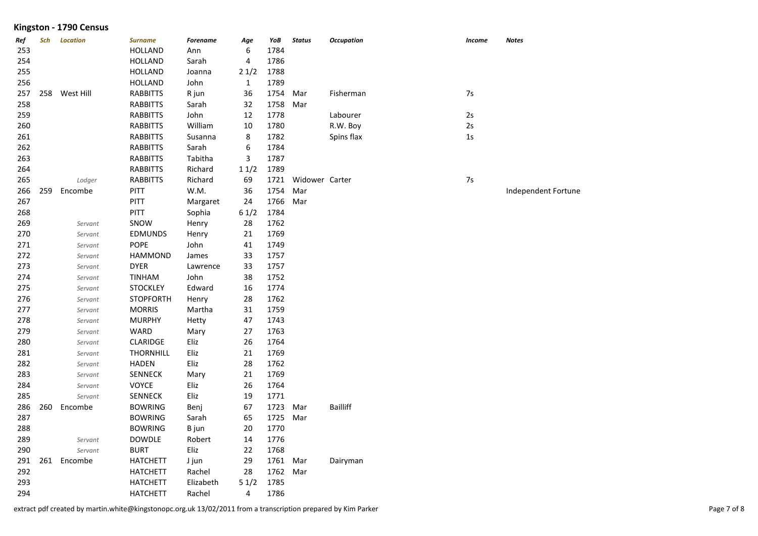## Kingston - 1790 Census

| Ref | Sch | Location | Surname | Forename | Age | YoB | Status | Occupation | Income | Notes |
|---|---|---|---|---|---|---|---|---|---|---|
| 253 | | | HOLLAND | Ann | 6 | 1784 | | | | |
| 254 | | | HOLLAND | Sarah | 4 | 1786 | | | | |
| 255 | | | HOLLAND | Joanna | 2 1/2 | 1788 | | | | |
| 256 | | | HOLLAND | John | 1 | 1789 | | | | |
| 257 | 258 | West Hill | RABBITTS | R jun | 36 | 1754 | Mar | Fisherman | 7s | |
| 258 | | | RABBITTS | Sarah | 32 | 1758 | Mar | | | |
| 259 | | | RABBITTS | John | 12 | 1778 | | Labourer | 2s | |
| 260 | | | RABBITTS | William | 10 | 1780 | | R.W. Boy | 2s | |
| 261 | | | RABBITTS | Susanna | 8 | 1782 | | Spins flax | 1s | |
| 262 | | | RABBITTS | Sarah | 6 | 1784 | | | | |
| 263 | | | RABBITTS | Tabitha | 3 | 1787 | | | | |
| 264 | | | RABBITTS | Richard | 1 1/2 | 1789 | | | | |
| 265 | | *Lodger* | RABBITTS | Richard | 69 | 1721 | Widower | Carter | 7s | |
| 266 | 259 | Encombe | PITT | W.M. | 36 | 1754 | Mar | | | Independent Fortune |
| 267 | | | PITT | Margaret | 24 | 1766 | Mar | | | |
| 268 | | | PITT | Sophia | 6 1/2 | 1784 | | | | |
| 269 | | *Servant* | SNOW | Henry | 28 | 1762 | | | | |
| 270 | | *Servant* | EDMUNDS | Henry | 21 | 1769 | | | | |
| 271 | | *Servant* | POPE | John | 41 | 1749 | | | | |
| 272 | | *Servant* | HAMMOND | James | 33 | 1757 | | | | |
| 273 | | *Servant* | DYER | Lawrence | 33 | 1757 | | | | |
| 274 | | *Servant* | TINHAM | John | 38 | 1752 | | | | |
| 275 | | *Servant* | STOCKLEY | Edward | 16 | 1774 | | | | |
| 276 | | *Servant* | STOPFORTH | Henry | 28 | 1762 | | | | |
| 277 | | *Servant* | MORRIS | Martha | 31 | 1759 | | | | |
| 278 | | *Servant* | MURPHY | Hetty | 47 | 1743 | | | | |
| 279 | | *Servant* | WARD | Mary | 27 | 1763 | | | | |
| 280 | | *Servant* | CLARIDGE | Eliz | 26 | 1764 | | | | |
| 281 | | *Servant* | THORNHILL | Eliz | 21 | 1769 | | | | |
| 282 | | *Servant* | HADEN | Eliz | 28 | 1762 | | | | |
| 283 | | *Servant* | SENNECK | Mary | 21 | 1769 | | | | |
| 284 | | *Servant* | VOYCE | Eliz | 26 | 1764 | | | | |
| 285 | | *Servant* | SENNECK | Eliz | 19 | 1771 | | | | |
| 286 | 260 | Encombe | BOWRING | Benj | 67 | 1723 | Mar | Bailliff | | |
| 287 | | | BOWRING | Sarah | 65 | 1725 | Mar | | | |
| 288 | | | BOWRING | B jun | 20 | 1770 | | | | |
| 289 | | *Servant* | DOWDLE | Robert | 14 | 1776 | | | | |
| 290 | | *Servant* | BURT | Eliz | 22 | 1768 | | | | |
| 291 | 261 | Encombe | HATCHETT | J jun | 29 | 1761 | Mar | Dairyman | | |
| 292 | | | HATCHETT | Rachel | 28 | 1762 | Mar | | | |
| 293 | | | HATCHETT | Elizabeth | 5 1/2 | 1785 | | | | |
| 294 | | | HATCHETT | Rachel | 4 | 1786 | | | | |

extract pdf created by martin.white@kingstonopc.org.uk 13/02/2011 from a transcription prepared by Kim Parker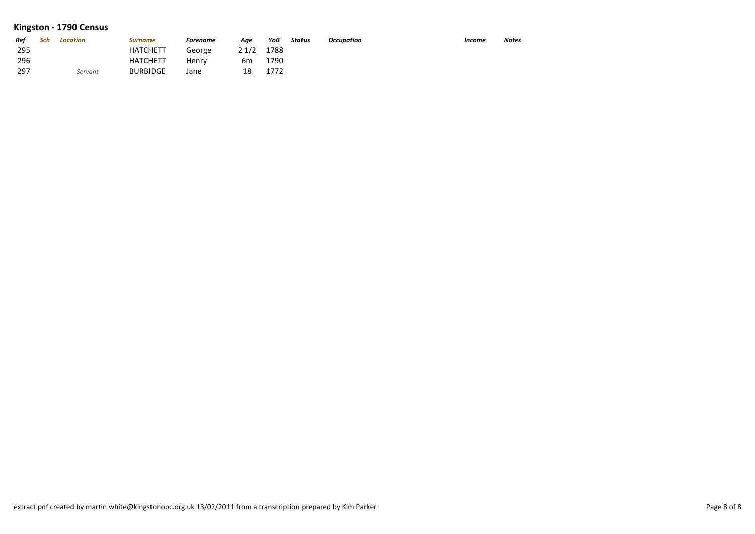## Kingston - 1790 Census

| Ref | Sch | Location | Surname | Forename | Age | YoB | Status | Occupation | Income | Notes |
|---|---|---|---|---|---|---|---|---|---|---|
| 295 | | | HATCHETT | George | 2 1/2 | 1788 | | | | |
| 296 | | | HATCHETT | Henry | 6m | 1790 | | | | |
| 297 | | *Servant* | BURBIDGE | Jane | 18 | 1772 | | | | |

extract pdf created by martin.white@kingstonopc.org.uk 13/02/2011 from a transcription prepared by Kim Parker